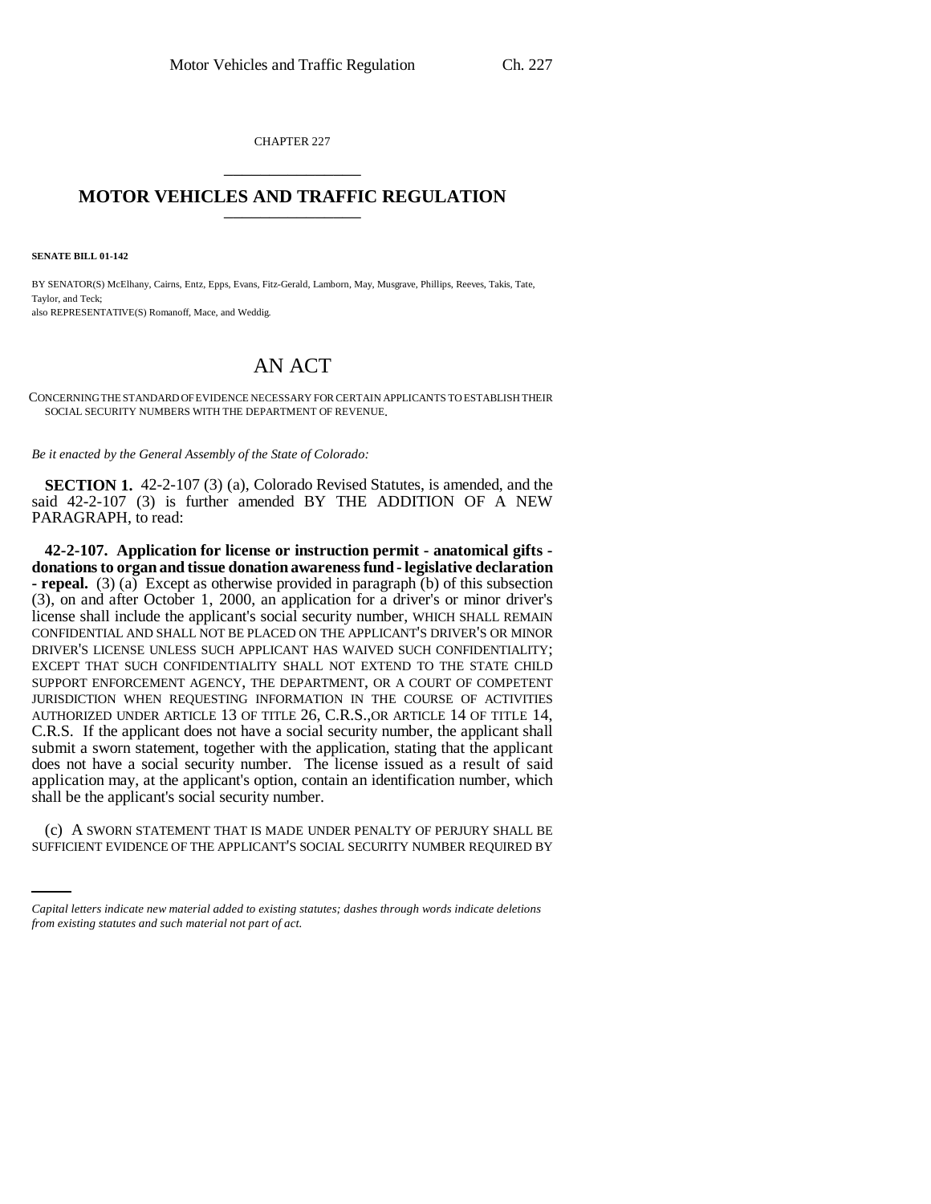CHAPTER 227

# MOTOR VEHICLES AND TRAFFIC REGULATION

**SENATE BILL 01-142**

BY SENATOR(S) McElhany, Cairns, Entz, Epps, Evans, Fitz-Gerald, Lamborn, May, Musgrave, Phillips, Reeves, Takis, Tate, Taylor, and Teck;
also REPRESENTATIVE(S) Romanoff, Mace, and Weddig.

## AN ACT

CONCERNING THE STANDARD OF EVIDENCE NECESSARY FOR CERTAIN APPLICANTS TO ESTABLISH THEIR SOCIAL SECURITY NUMBERS WITH THE DEPARTMENT OF REVENUE.

*Be it enacted by the General Assembly of the State of Colorado:*

**SECTION 1.** 42-2-107 (3) (a), Colorado Revised Statutes, is amended, and the said 42-2-107 (3) is further amended BY THE ADDITION OF A NEW PARAGRAPH, to read:

**42-2-107. Application for license or instruction permit - anatomical gifts - donations to organ and tissue donation awareness fund - legislative declaration - repeal.** (3) (a) Except as otherwise provided in paragraph (b) of this subsection (3), on and after October 1, 2000, an application for a driver's or minor driver's license shall include the applicant's social security number, WHICH SHALL REMAIN CONFIDENTIAL AND SHALL NOT BE PLACED ON THE APPLICANT'S DRIVER'S OR MINOR DRIVER'S LICENSE UNLESS SUCH APPLICANT HAS WAIVED SUCH CONFIDENTIALITY; EXCEPT THAT SUCH CONFIDENTIALITY SHALL NOT EXTEND TO THE STATE CHILD SUPPORT ENFORCEMENT AGENCY, THE DEPARTMENT, OR A COURT OF COMPETENT JURISDICTION WHEN REQUESTING INFORMATION IN THE COURSE OF ACTIVITIES AUTHORIZED UNDER ARTICLE 13 OF TITLE 26, C.R.S., OR ARTICLE 14 OF TITLE 14, C.R.S. If the applicant does not have a social security number, the applicant shall submit a sworn statement, together with the application, stating that the applicant does not have a social security number. The license issued as a result of said application may, at the applicant's option, contain an identification number, which shall be the applicant's social security number.

(c) A SWORN STATEMENT THAT IS MADE UNDER PENALTY OF PERJURY SHALL BE SUFFICIENT EVIDENCE OF THE APPLICANT'S SOCIAL SECURITY NUMBER REQUIRED BY

*Capital letters indicate new material added to existing statutes; dashes through words indicate deletions from existing statutes and such material not part of act.*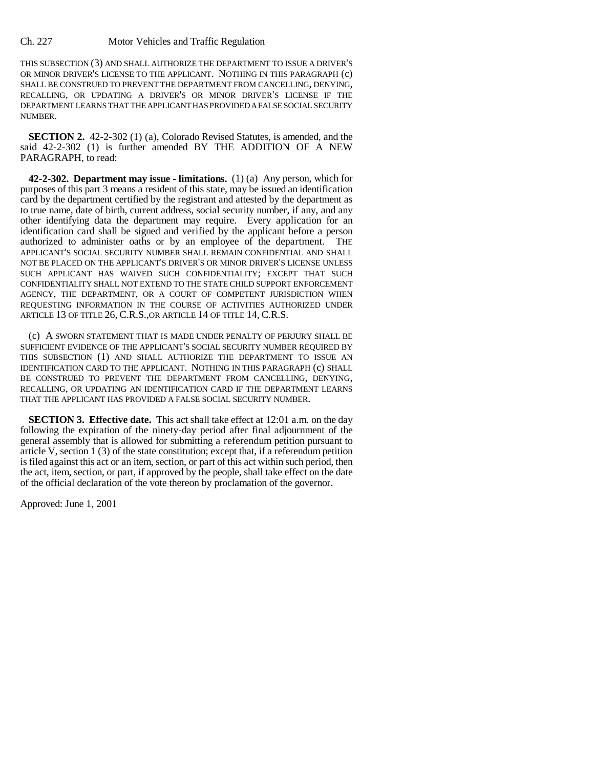THIS SUBSECTION (3) AND SHALL AUTHORIZE THE DEPARTMENT TO ISSUE A DRIVER'S OR MINOR DRIVER'S LICENSE TO THE APPLICANT. NOTHING IN THIS PARAGRAPH (c) SHALL BE CONSTRUED TO PREVENT THE DEPARTMENT FROM CANCELLING, DENYING, RECALLING, OR UPDATING A DRIVER'S OR MINOR DRIVER'S LICENSE IF THE DEPARTMENT LEARNS THAT THE APPLICANT HAS PROVIDED A FALSE SOCIAL SECURITY NUMBER.

**SECTION 2.** 42-2-302 (1) (a), Colorado Revised Statutes, is amended, and the said 42-2-302 (1) is further amended BY THE ADDITION OF A NEW PARAGRAPH, to read:

**42-2-302. Department may issue - limitations.** (1) (a) Any person, which for purposes of this part 3 means a resident of this state, may be issued an identification card by the department certified by the registrant and attested by the department as to true name, date of birth, current address, social security number, if any, and any other identifying data the department may require. Every application for an identification card shall be signed and verified by the applicant before a person authorized to administer oaths or by an employee of the department. THE APPLICANT'S SOCIAL SECURITY NUMBER SHALL REMAIN CONFIDENTIAL AND SHALL NOT BE PLACED ON THE APPLICANT'S DRIVER'S OR MINOR DRIVER'S LICENSE UNLESS SUCH APPLICANT HAS WAIVED SUCH CONFIDENTIALITY; EXCEPT THAT SUCH CONFIDENTIALITY SHALL NOT EXTEND TO THE STATE CHILD SUPPORT ENFORCEMENT AGENCY, THE DEPARTMENT, OR A COURT OF COMPETENT JURISDICTION WHEN REQUESTING INFORMATION IN THE COURSE OF ACTIVITIES AUTHORIZED UNDER ARTICLE 13 OF TITLE 26, C.R.S., OR ARTICLE 14 OF TITLE 14, C.R.S.

(c) A SWORN STATEMENT THAT IS MADE UNDER PENALTY OF PERJURY SHALL BE SUFFICIENT EVIDENCE OF THE APPLICANT'S SOCIAL SECURITY NUMBER REQUIRED BY THIS SUBSECTION (1) AND SHALL AUTHORIZE THE DEPARTMENT TO ISSUE AN IDENTIFICATION CARD TO THE APPLICANT. NOTHING IN THIS PARAGRAPH (c) SHALL BE CONSTRUED TO PREVENT THE DEPARTMENT FROM CANCELLING, DENYING, RECALLING, OR UPDATING AN IDENTIFICATION CARD IF THE DEPARTMENT LEARNS THAT THE APPLICANT HAS PROVIDED A FALSE SOCIAL SECURITY NUMBER.

**SECTION 3. Effective date.** This act shall take effect at 12:01 a.m. on the day following the expiration of the ninety-day period after final adjournment of the general assembly that is allowed for submitting a referendum petition pursuant to article V, section 1 (3) of the state constitution; except that, if a referendum petition is filed against this act or an item, section, or part of this act within such period, then the act, item, section, or part, if approved by the people, shall take effect on the date of the official declaration of the vote thereon by proclamation of the governor.

Approved: June 1, 2001